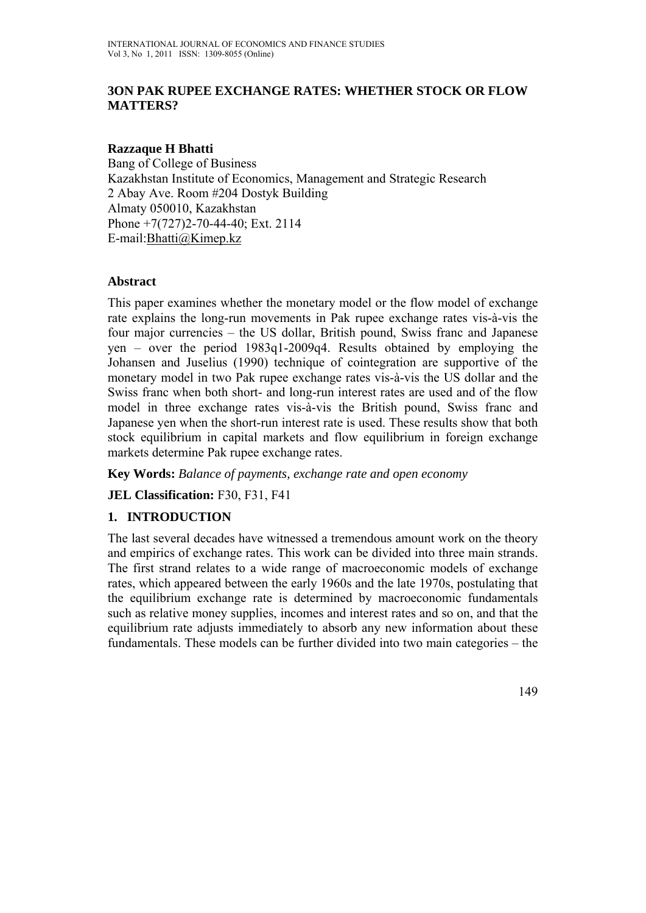# 3ON PAK RUPEE EXCHANGE RATES: WHETHER STOCK OR FLOW MATTERS?

**Razzaque H Bhatti**

Bang of College of Business
Kazakhstan Institute of Economics, Management and Strategic Research
2 Abay Ave. Room #204 Dostyk Building
Almaty 050010, Kazakhstan
Phone +7(727)2-70-44-40; Ext. 2114
E-mail:Bhatti@Kimep.kz

## Abstract

This paper examines whether the monetary model or the flow model of exchange rate explains the long-run movements in Pak rupee exchange rates vis-à-vis the four major currencies – the US dollar, British pound, Swiss franc and Japanese yen – over the period 1983q1-2009q4. Results obtained by employing the Johansen and Juselius (1990) technique of cointegration are supportive of the monetary model in two Pak rupee exchange rates vis-à-vis the US dollar and the Swiss franc when both short- and long-run interest rates are used and of the flow model in three exchange rates vis-à-vis the British pound, Swiss franc and Japanese yen when the short-run interest rate is used. These results show that both stock equilibrium in capital markets and flow equilibrium in foreign exchange markets determine Pak rupee exchange rates.

**Key Words:** *Balance of payments, exchange rate and open economy*

**JEL Classification:** F30, F31, F41

## 1. INTRODUCTION

The last several decades have witnessed a tremendous amount work on the theory and empirics of exchange rates. This work can be divided into three main strands. The first strand relates to a wide range of macroeconomic models of exchange rates, which appeared between the early 1960s and the late 1970s, postulating that the equilibrium exchange rate is determined by macroeconomic fundamentals such as relative money supplies, incomes and interest rates and so on, and that the equilibrium rate adjusts immediately to absorb any new information about these fundamentals. These models can be further divided into two main categories – the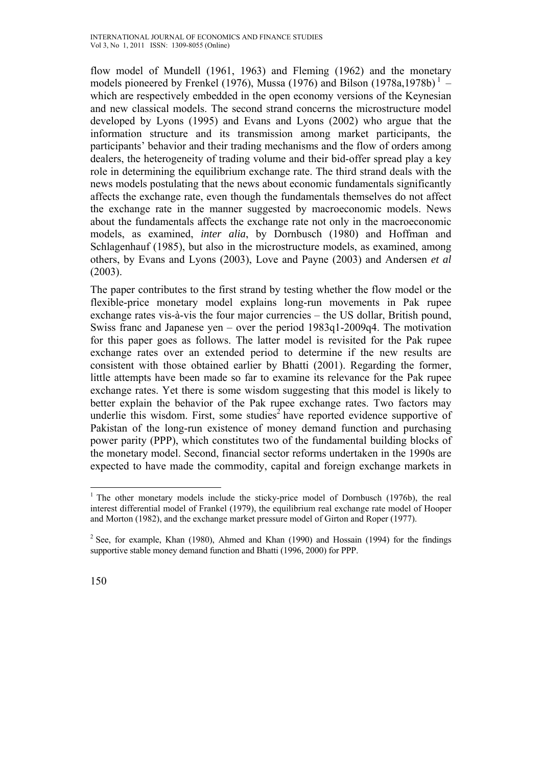flow model of Mundell (1961, 1963) and Fleming (1962) and the monetary models pioneered by Frenkel (1976), Mussa (1976) and Bilson (1978a,1978b) [1] – which are respectively embedded in the open economy versions of the Keynesian and new classical models. The second strand concerns the microstructure model developed by Lyons (1995) and Evans and Lyons (2002) who argue that the information structure and its transmission among market participants, the participants' behavior and their trading mechanisms and the flow of orders among dealers, the heterogeneity of trading volume and their bid-offer spread play a key role in determining the equilibrium exchange rate. The third strand deals with the news models postulating that the news about economic fundamentals significantly affects the exchange rate, even though the fundamentals themselves do not affect the exchange rate in the manner suggested by macroeconomic models. News about the fundamentals affects the exchange rate not only in the macroeconomic models, as examined, *inter alia*, by Dornbusch (1980) and Hoffman and Schlagenhauf (1985), but also in the microstructure models, as examined, among others, by Evans and Lyons (2003), Love and Payne (2003) and Andersen *et al* (2003).

The paper contributes to the first strand by testing whether the flow model or the flexible-price monetary model explains long-run movements in Pak rupee exchange rates vis-à-vis the four major currencies – the US dollar, British pound, Swiss franc and Japanese yen – over the period 1983q1-2009q4. The motivation for this paper goes as follows. The latter model is revisited for the Pak rupee exchange rates over an extended period to determine if the new results are consistent with those obtained earlier by Bhatti (2001). Regarding the former, little attempts have been made so far to examine its relevance for the Pak rupee exchange rates. Yet there is some wisdom suggesting that this model is likely to better explain the behavior of the Pak rupee exchange rates. Two factors may underlie this wisdom. First, some studies[2] have reported evidence supportive of Pakistan of the long-run existence of money demand function and purchasing power parity (PPP), which constitutes two of the fundamental building blocks of the monetary model. Second, financial sector reforms undertaken in the 1990s are expected to have made the commodity, capital and foreign exchange markets in

---

[1] The other monetary models include the sticky-price model of Dornbusch (1976b), the real interest differential model of Frankel (1979), the equilibrium real exchange rate model of Hooper and Morton (1982), and the exchange market pressure model of Girton and Roper (1977).

[2] See, for example, Khan (1980), Ahmed and Khan (1990) and Hossain (1994) for the findings supportive stable money demand function and Bhatti (1996, 2000) for PPP.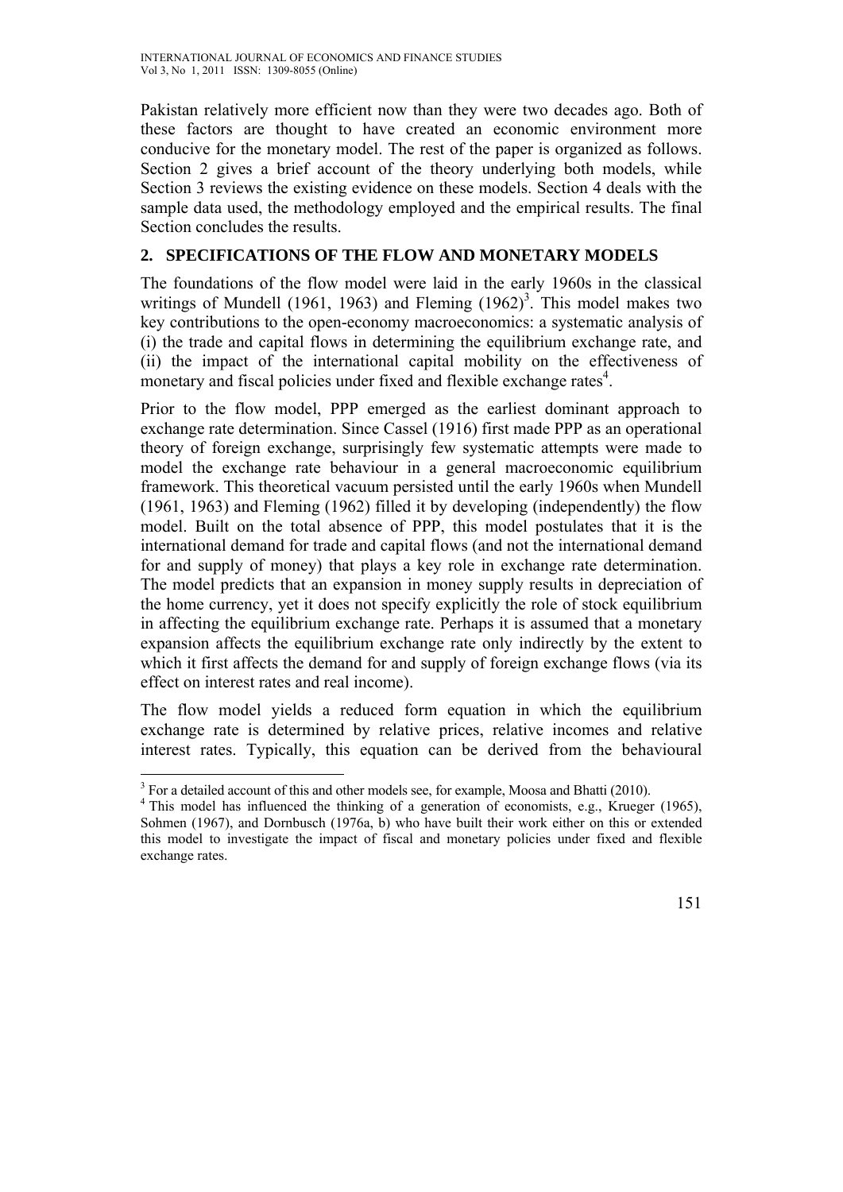Pakistan relatively more efficient now than they were two decades ago. Both of these factors are thought to have created an economic environment more conducive for the monetary model. The rest of the paper is organized as follows. Section 2 gives a brief account of the theory underlying both models, while Section 3 reviews the existing evidence on these models. Section 4 deals with the sample data used, the methodology employed and the empirical results. The final Section concludes the results.

## 2. SPECIFICATIONS OF THE FLOW AND MONETARY MODELS

The foundations of the flow model were laid in the early 1960s in the classical writings of Mundell (1961, 1963) and Fleming (1962)[3]. This model makes two key contributions to the open-economy macroeconomics: a systematic analysis of (i) the trade and capital flows in determining the equilibrium exchange rate, and (ii) the impact of the international capital mobility on the effectiveness of monetary and fiscal policies under fixed and flexible exchange rates[4].

Prior to the flow model, PPP emerged as the earliest dominant approach to exchange rate determination. Since Cassel (1916) first made PPP as an operational theory of foreign exchange, surprisingly few systematic attempts were made to model the exchange rate behaviour in a general macroeconomic equilibrium framework. This theoretical vacuum persisted until the early 1960s when Mundell (1961, 1963) and Fleming (1962) filled it by developing (independently) the flow model. Built on the total absence of PPP, this model postulates that it is the international demand for trade and capital flows (and not the international demand for and supply of money) that plays a key role in exchange rate determination. The model predicts that an expansion in money supply results in depreciation of the home currency, yet it does not specify explicitly the role of stock equilibrium in affecting the equilibrium exchange rate. Perhaps it is assumed that a monetary expansion affects the equilibrium exchange rate only indirectly by the extent to which it first affects the demand for and supply of foreign exchange flows (via its effect on interest rates and real income).

The flow model yields a reduced form equation in which the equilibrium exchange rate is determined by relative prices, relative incomes and relative interest rates. Typically, this equation can be derived from the behavioural

---

[3] For a detailed account of this and other models see, for example, Moosa and Bhatti (2010).

[4] This model has influenced the thinking of a generation of economists, e.g., Krueger (1965), Sohmen (1967), and Dornbusch (1976a, b) who have built their work either on this or extended this model to investigate the impact of fiscal and monetary policies under fixed and flexible exchange rates.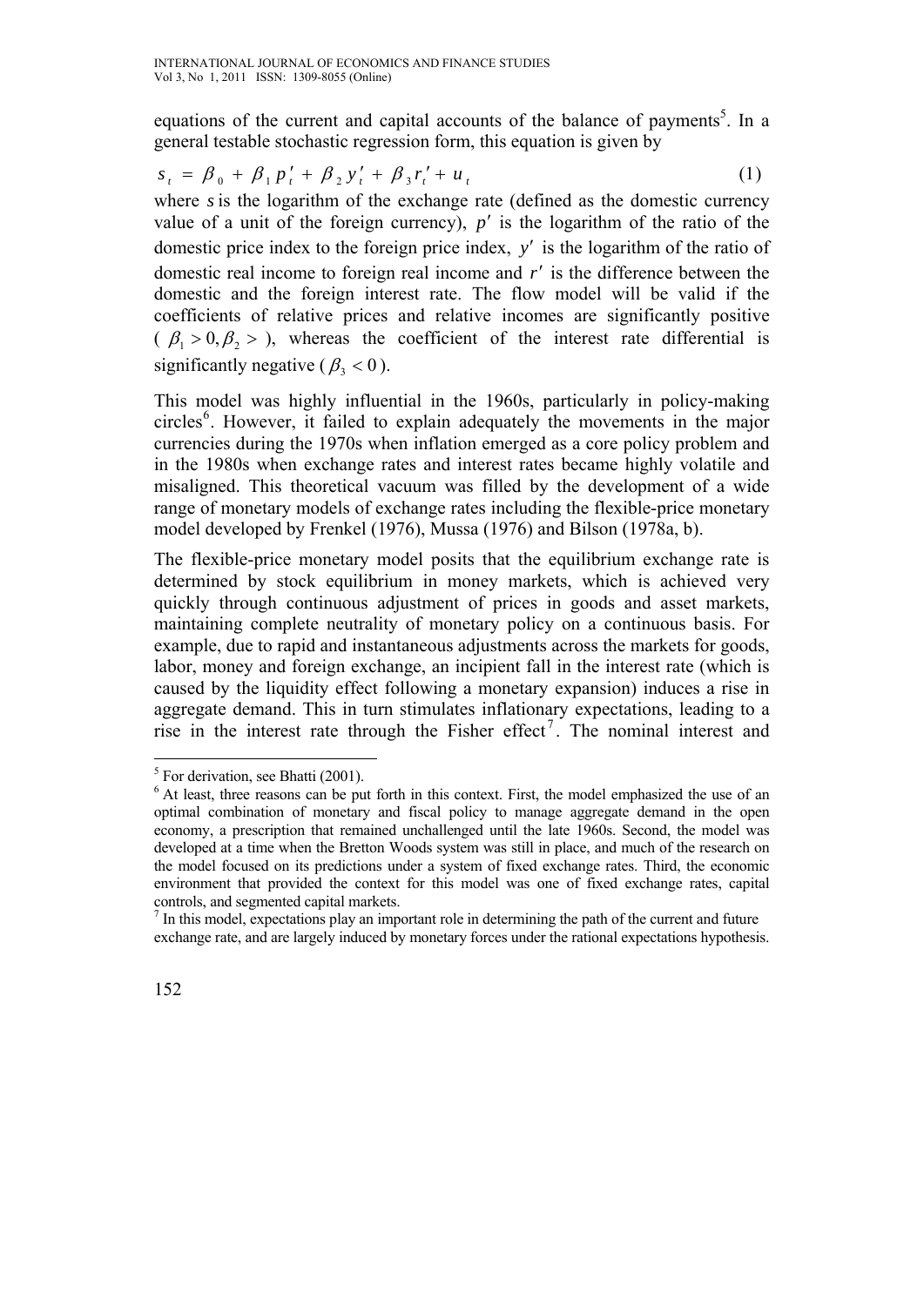equations of the current and capital accounts of the balance of payments[5]. In a general testable stochastic regression form, this equation is given by

$$s_t = \beta_0 + \beta_1 p_t' + \beta_2 y_t' + \beta_3 r_t' + u_t \tag{1}$$

where $s$ is the logarithm of the exchange rate (defined as the domestic currency value of a unit of the foreign currency), $p'$ is the logarithm of the ratio of the domestic price index to the foreign price index, $y'$ is the logarithm of the ratio of domestic real income to foreign real income and $r'$ is the difference between the domestic and the foreign interest rate. The flow model will be valid if the coefficients of relative prices and relative incomes are significantly positive ($\beta_1 > 0, \beta_2 >$ ), whereas the coefficient of the interest rate differential is significantly negative ($\beta_3 < 0$).

This model was highly influential in the 1960s, particularly in policy-making circles[6]. However, it failed to explain adequately the movements in the major currencies during the 1970s when inflation emerged as a core policy problem and in the 1980s when exchange rates and interest rates became highly volatile and misaligned. This theoretical vacuum was filled by the development of a wide range of monetary models of exchange rates including the flexible-price monetary model developed by Frenkel (1976), Mussa (1976) and Bilson (1978a, b).

The flexible-price monetary model posits that the equilibrium exchange rate is determined by stock equilibrium in money markets, which is achieved very quickly through continuous adjustment of prices in goods and asset markets, maintaining complete neutrality of monetary policy on a continuous basis. For example, due to rapid and instantaneous adjustments across the markets for goods, labor, money and foreign exchange, an incipient fall in the interest rate (which is caused by the liquidity effect following a monetary expansion) induces a rise in aggregate demand. This in turn stimulates inflationary expectations, leading to a rise in the interest rate through the Fisher effect[7]. The nominal interest and

---

[5] For derivation, see Bhatti (2001).

[6] At least, three reasons can be put forth in this context. First, the model emphasized the use of an optimal combination of monetary and fiscal policy to manage aggregate demand in the open economy, a prescription that remained unchallenged until the late 1960s. Second, the model was developed at a time when the Bretton Woods system was still in place, and much of the research on the model focused on its predictions under a system of fixed exchange rates. Third, the economic environment that provided the context for this model was one of fixed exchange rates, capital controls, and segmented capital markets.

[7] In this model, expectations play an important role in determining the path of the current and future exchange rate, and are largely induced by monetary forces under the rational expectations hypothesis.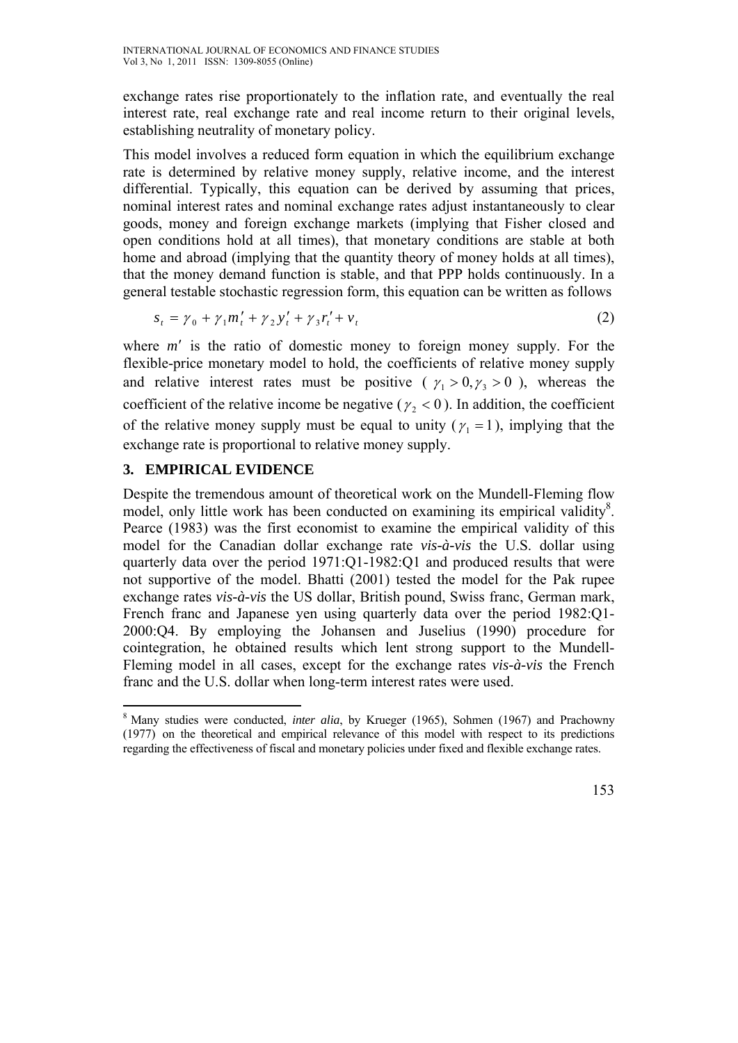exchange rates rise proportionately to the inflation rate, and eventually the real interest rate, real exchange rate and real income return to their original levels, establishing neutrality of monetary policy.

This model involves a reduced form equation in which the equilibrium exchange rate is determined by relative money supply, relative income, and the interest differential. Typically, this equation can be derived by assuming that prices, nominal interest rates and nominal exchange rates adjust instantaneously to clear goods, money and foreign exchange markets (implying that Fisher closed and open conditions hold at all times), that monetary conditions are stable at both home and abroad (implying that the quantity theory of money holds at all times), that the money demand function is stable, and that PPP holds continuously. In a general testable stochastic regression form, this equation can be written as follows

$$s_t = \gamma_0 + \gamma_1 m'_t + \gamma_2 y'_t + \gamma_3 r'_t + v_t \tag{2}$$

where $m'$ is the ratio of domestic money to foreign money supply. For the flexible-price monetary model to hold, the coefficients of relative money supply and relative interest rates must be positive ( $\gamma_1 > 0, \gamma_3 > 0$ ), whereas the coefficient of the relative income be negative ($\gamma_2 < 0$). In addition, the coefficient of the relative money supply must be equal to unity ($\gamma_1 = 1$), implying that the exchange rate is proportional to relative money supply.

## 3. EMPIRICAL EVIDENCE

Despite the tremendous amount of theoretical work on the Mundell-Fleming flow model, only little work has been conducted on examining its empirical validity[8]. Pearce (1983) was the first economist to examine the empirical validity of this model for the Canadian dollar exchange rate *vis-à-vis* the U.S. dollar using quarterly data over the period 1971:Q1-1982:Q1 and produced results that were not supportive of the model. Bhatti (2001) tested the model for the Pak rupee exchange rates *vis-à-vis* the US dollar, British pound, Swiss franc, German mark, French franc and Japanese yen using quarterly data over the period 1982:Q1-2000:Q4. By employing the Johansen and Juselius (1990) procedure for cointegration, he obtained results which lent strong support to the Mundell-Fleming model in all cases, except for the exchange rates *vis-à-vis* the French franc and the U.S. dollar when long-term interest rates were used.

[8] Many studies were conducted, *inter alia*, by Krueger (1965), Sohmen (1967) and Prachowny (1977) on the theoretical and empirical relevance of this model with respect to its predictions regarding the effectiveness of fiscal and monetary policies under fixed and flexible exchange rates.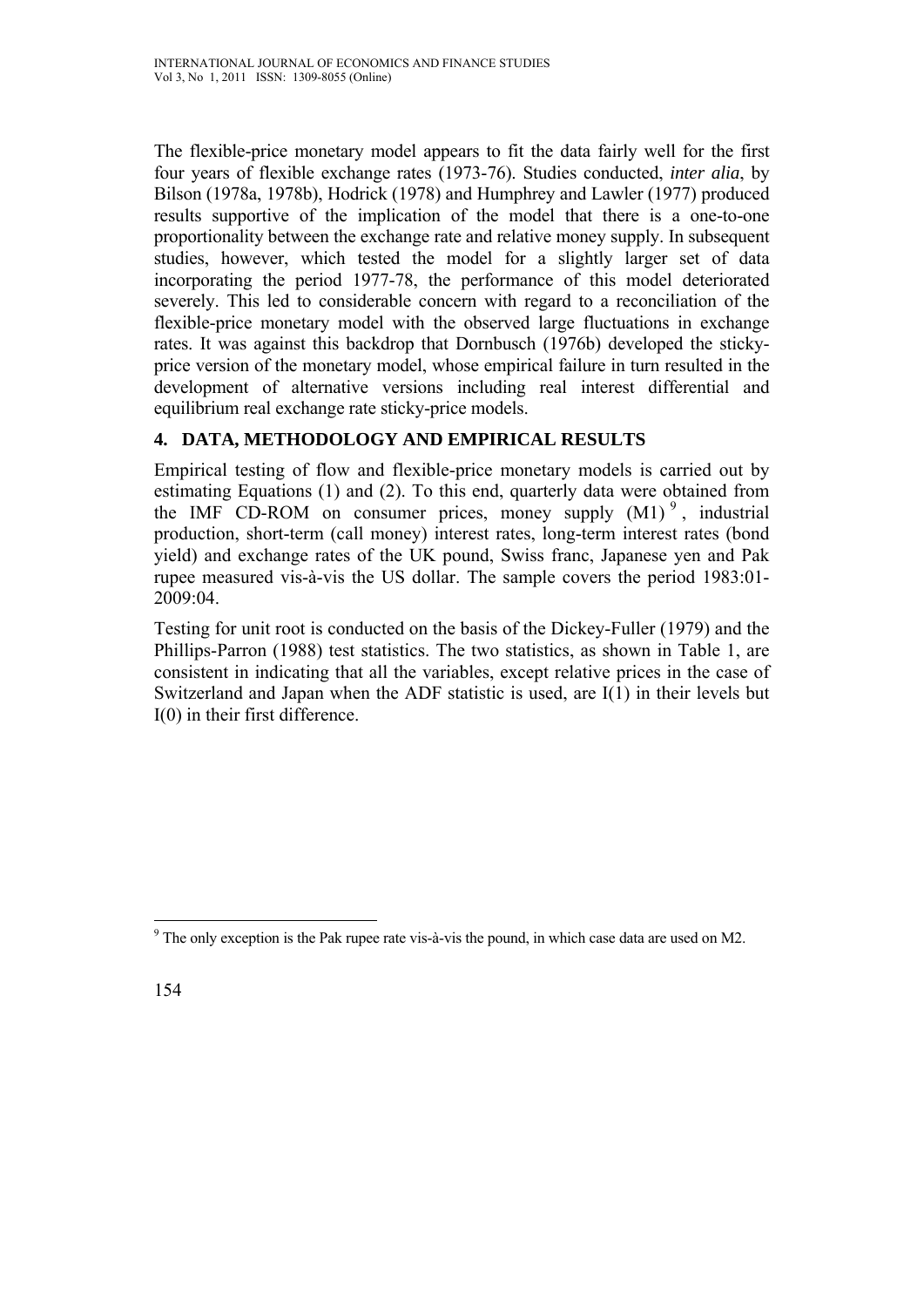The flexible-price monetary model appears to fit the data fairly well for the first four years of flexible exchange rates (1973-76). Studies conducted, *inter alia*, by Bilson (1978a, 1978b), Hodrick (1978) and Humphrey and Lawler (1977) produced results supportive of the implication of the model that there is a one-to-one proportionality between the exchange rate and relative money supply. In subsequent studies, however, which tested the model for a slightly larger set of data incorporating the period 1977-78, the performance of this model deteriorated severely. This led to considerable concern with regard to a reconciliation of the flexible-price monetary model with the observed large fluctuations in exchange rates. It was against this backdrop that Dornbusch (1976b) developed the sticky-price version of the monetary model, whose empirical failure in turn resulted in the development of alternative versions including real interest differential and equilibrium real exchange rate sticky-price models.

## 4. DATA, METHODOLOGY AND EMPIRICAL RESULTS

Empirical testing of flow and flexible-price monetary models is carried out by estimating Equations (1) and (2). To this end, quarterly data were obtained from the IMF CD-ROM on consumer prices, money supply (M1) [9], industrial production, short-term (call money) interest rates, long-term interest rates (bond yield) and exchange rates of the UK pound, Swiss franc, Japanese yen and Pak rupee measured vis-à-vis the US dollar. The sample covers the period 1983:01-2009:04.

Testing for unit root is conducted on the basis of the Dickey-Fuller (1979) and the Phillips-Parron (1988) test statistics. The two statistics, as shown in Table 1, are consistent in indicating that all the variables, except relative prices in the case of Switzerland and Japan when the ADF statistic is used, are I(1) in their levels but I(0) in their first difference.

---

[9] The only exception is the Pak rupee rate vis-à-vis the pound, in which case data are used on M2.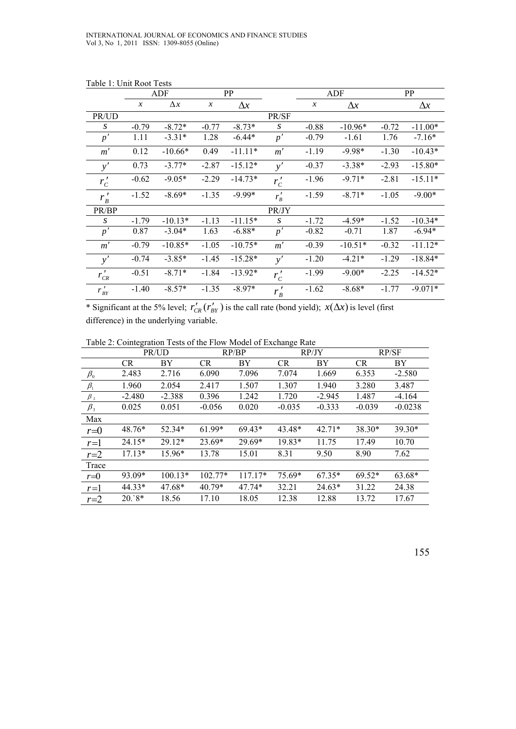Table 1: Unit Root Tests

| | ADF | | PP | | | ADF | | PP | |
|---|---|---|---|---|---|---|---|---|---|
| | $x$ | $\Delta x$ | $x$ | $\Delta x$ | | $x$ | $\Delta x$ | | $\Delta x$ |
| PR/UD | | | | | PR/SF | | | | |
| $s$ | -0.79 | -8.72* | -0.77 | -8.73* | $s$ | -0.88 | -10.96* | -0.72 | -11.00* |
| $p'$ | 1.11 | -3.31* | 1.28 | -6.44* | $p'$ | -0.79 | -1.61 | 1.76 | -7.16* |
| $m'$ | 0.12 | -10.66* | 0.49 | -11.11* | $m'$ | -1.19 | -9.98* | -1.30 | -10.43* |
| $y'$ | 0.73 | -3.77* | -2.87 | -15.12* | $y'$ | -0.37 | -3.38* | -2.93 | -15.80* |
| $r'_C$ | -0.62 | -9.05* | -2.29 | -14.73* | $r'_C$ | -1.96 | -9.71* | -2.81 | -15.11* |
| $r'_B$ | -1.52 | -8.69* | -1.35 | -9.99* | $r'_B$ | -1.59 | -8.71* | -1.05 | -9.00* |
| PR/BP | | | | | PR/JY | | | | |
| $s$ | -1.79 | -10.13* | -1.13 | -11.15* | $s$ | -1.72 | -4.59* | -1.52 | -10.34* |
| $p'$ | 0.87 | -3.04* | 1.63 | -6.88* | $p'$ | -0.82 | -0.71 | 1.87 | -6.94* |
| $m'$ | -0.79 | -10.85* | -1.05 | -10.75* | $m'$ | -0.39 | -10.51* | -0.32 | -11.12* |
| $y'$ | -0.74 | -3.85* | -1.45 | -15.28* | $y'$ | -1.20 | -4.21* | -1.29 | -18.84* |
| $r'_{CR}$ | -0.51 | -8.71* | -1.84 | -13.92* | $r'_C$ | -1.99 | -9.00* | -2.25 | -14.52* |
| $r'_{BY}$ | -1.40 | -8.57* | -1.35 | -8.97* | $r'_B$ | -1.62 | -8.68* | -1.77 | -9.071* |

* Significant at the 5% level; $r'_{CR}(r'_{BY})$ is the call rate (bond yield); $x(\Delta x)$ is level (first difference) in the underlying variable.

Table 2: Cointegration Tests of the Flow Model of Exchange Rate

| | PR/UD | | RP/BP | | RP/JY | | RP/SF | |
|---|---|---|---|---|---|---|---|---|
| | CR | BY | CR | BY | CR | BY | CR | BY |
| $\beta_0$ | 2.483 | 2.716 | 6.090 | 7.096 | 7.074 | 1.669 | 6.353 | -2.580 |
| $\beta_1$ | 1.960 | 2.054 | 2.417 | 1.507 | 1.307 | 1.940 | 3.280 | 3.487 |
| $\beta_2$ | -2.480 | -2.388 | 0.396 | 1.242 | 1.720 | -2.945 | 1.487 | -4.164 |
| $\beta_3$ | 0.025 | 0.051 | -0.056 | 0.020 | -0.035 | -0.333 | -0.039 | -0.0238 |
| Max | | | | | | | | |
| $r=0$ | 48.76* | 52.34* | 61.99* | 69.43* | 43.48* | 42.71* | 38.30* | 39.30* |
| $r=1$ | 24.15* | 29.12* | 23.69* | 29.69* | 19.83* | 11.75 | 17.49 | 10.70 |
| $r=2$ | 17.13* | 15.96* | 13.78 | 15.01 | 8.31 | 9.50 | 8.90 | 7.62 |
| Trace | | | | | | | | |
| $r=0$ | 93.09* | 100.13* | 102.77* | 117.17* | 75.69* | 67.35* | 69.52* | 63.68* |
| $r=1$ | 44.33* | 47.68* | 40.79* | 47.74* | 32.21 | 24.63* | 31.22 | 24.38 |
| $r=2$ | 20.`8* | 18.56 | 17.10 | 18.05 | 12.38 | 12.88 | 13.72 | 17.67 |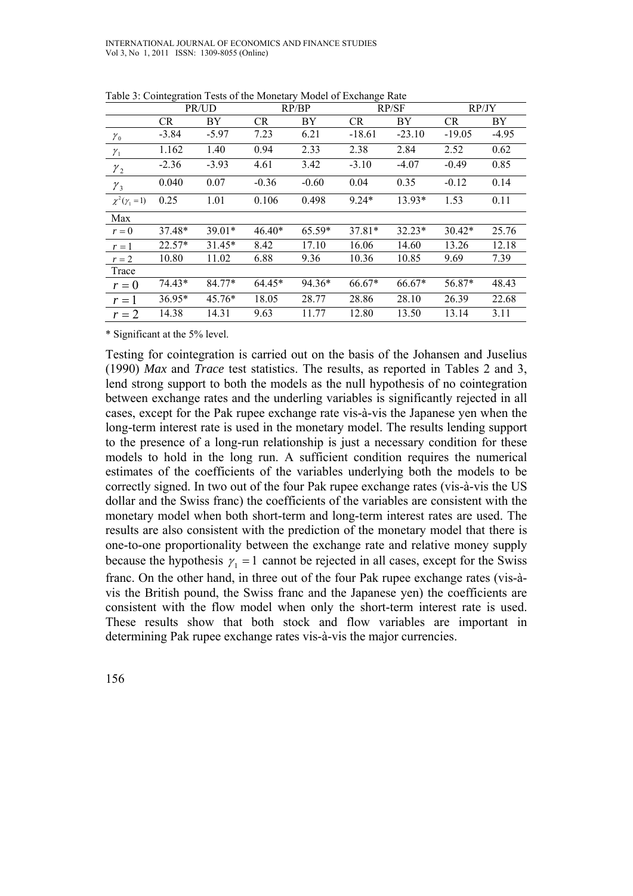Table 3: Cointegration Tests of the Monetary Model of Exchange Rate

| | PR/UD | | RP/BP | | RP/SF | | RP/JY | |
|---|---|---|---|---|---|---|---|---|
| | CR | BY | CR | BY | CR | BY | CR | BY |
| $\gamma_0$ | -3.84 | -5.97 | 7.23 | 6.21 | -18.61 | -23.10 | -19.05 | -4.95 |
| $\gamma_1$ | 1.162 | 1.40 | 0.94 | 2.33 | 2.38 | 2.84 | 2.52 | 0.62 |
| $\gamma_2$ | -2.36 | -3.93 | 4.61 | 3.42 | -3.10 | -4.07 | -0.49 | 0.85 |
| $\gamma_3$ | 0.040 | 0.07 | -0.36 | -0.60 | 0.04 | 0.35 | -0.12 | 0.14 |
| $\chi^2(\gamma_1 = 1)$ | 0.25 | 1.01 | 0.106 | 0.498 | 9.24* | 13.93* | 1.53 | 0.11 |
| Max | | | | | | | | |
| $r = 0$ | 37.48* | 39.01* | 46.40* | 65.59* | 37.81* | 32.23* | 30.42* | 25.76 |
| $r = 1$ | 22.57* | 31.45* | 8.42 | 17.10 | 16.06 | 14.60 | 13.26 | 12.18 |
| $r = 2$ | 10.80 | 11.02 | 6.88 | 9.36 | 10.36 | 10.85 | 9.69 | 7.39 |
| Trace | | | | | | | | |
| $r = 0$ | 74.43* | 84.77* | 64.45* | 94.36* | 66.67* | 66.67* | 56.87* | 48.43 |
| $r = 1$ | 36.95* | 45.76* | 18.05 | 28.77 | 28.86 | 28.10 | 26.39 | 22.68 |
| $r = 2$ | 14.38 | 14.31 | 9.63 | 11.77 | 12.80 | 13.50 | 13.14 | 3.11 |

\* Significant at the 5% level.

Testing for cointegration is carried out on the basis of the Johansen and Juselius (1990) *Max* and *Trace* test statistics. The results, as reported in Tables 2 and 3, lend strong support to both the models as the null hypothesis of no cointegration between exchange rates and the underling variables is significantly rejected in all cases, except for the Pak rupee exchange rate vis-à-vis the Japanese yen when the long-term interest rate is used in the monetary model. The results lending support to the presence of a long-run relationship is just a necessary condition for these models to hold in the long run. A sufficient condition requires the numerical estimates of the coefficients of the variables underlying both the models to be correctly signed. In two out of the four Pak rupee exchange rates (vis-à-vis the US dollar and the Swiss franc) the coefficients of the variables are consistent with the monetary model when both short-term and long-term interest rates are used. The results are also consistent with the prediction of the monetary model that there is one-to-one proportionality between the exchange rate and relative money supply because the hypothesis $\gamma_1 = 1$ cannot be rejected in all cases, except for the Swiss franc. On the other hand, in three out of the four Pak rupee exchange rates (vis-à-vis the British pound, the Swiss franc and the Japanese yen) the coefficients are consistent with the flow model when only the short-term interest rate is used. These results show that both stock and flow variables are important in determining Pak rupee exchange rates vis-à-vis the major currencies.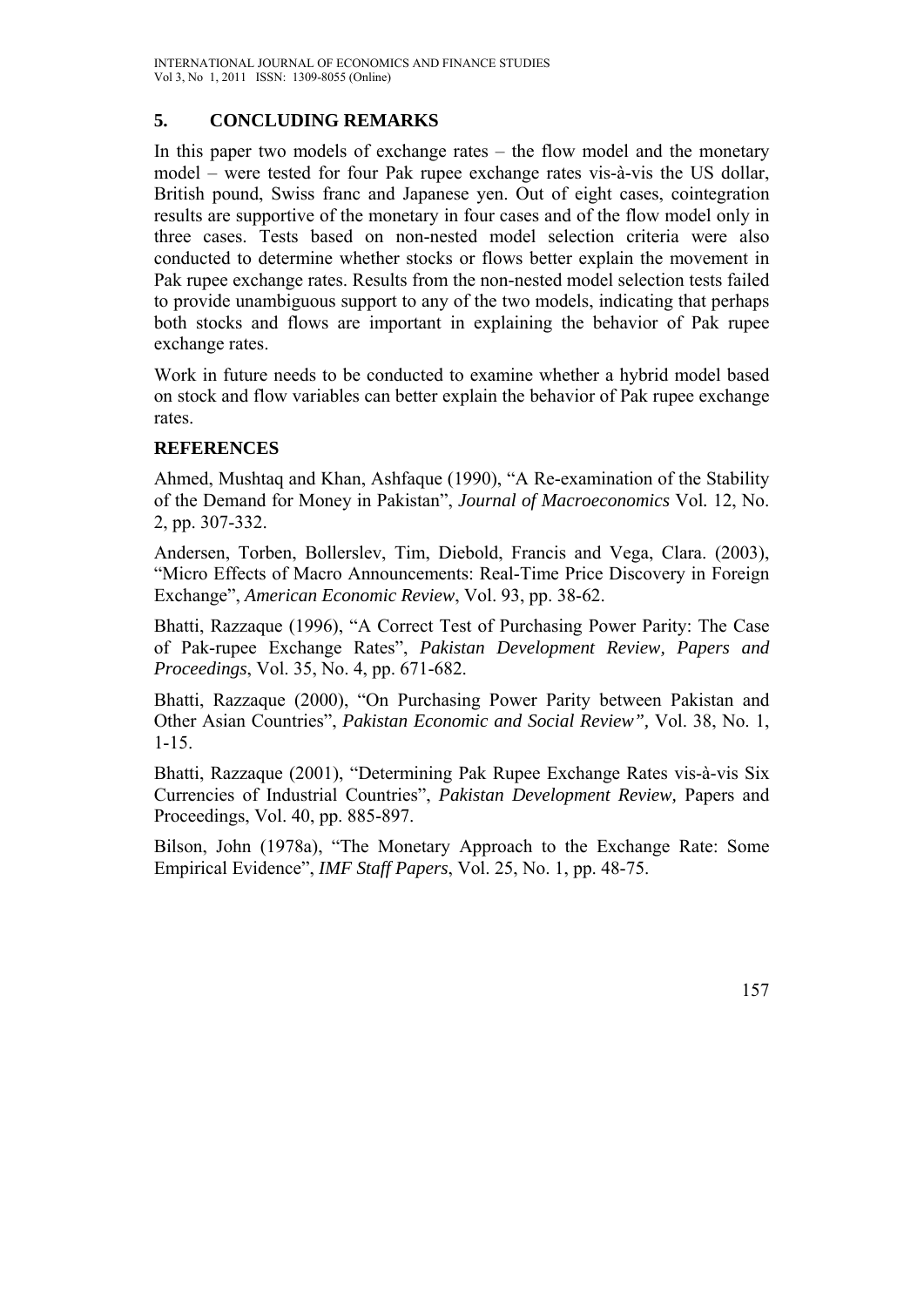## 5. CONCLUDING REMARKS

In this paper two models of exchange rates – the flow model and the monetary model – were tested for four Pak rupee exchange rates vis-à-vis the US dollar, British pound, Swiss franc and Japanese yen. Out of eight cases, cointegration results are supportive of the monetary in four cases and of the flow model only in three cases. Tests based on non-nested model selection criteria were also conducted to determine whether stocks or flows better explain the movement in Pak rupee exchange rates. Results from the non-nested model selection tests failed to provide unambiguous support to any of the two models, indicating that perhaps both stocks and flows are important in explaining the behavior of Pak rupee exchange rates.

Work in future needs to be conducted to examine whether a hybrid model based on stock and flow variables can better explain the behavior of Pak rupee exchange rates.

## REFERENCES

Ahmed, Mushtaq and Khan, Ashfaque (1990), "A Re-examination of the Stability of the Demand for Money in Pakistan", *Journal of Macroeconomics* Vol. 12, No. 2, pp. 307-332.

Andersen, Torben, Bollerslev, Tim, Diebold, Francis and Vega, Clara. (2003), "Micro Effects of Macro Announcements: Real-Time Price Discovery in Foreign Exchange", *American Economic Review*, Vol. 93, pp. 38-62.

Bhatti, Razzaque (1996), "A Correct Test of Purchasing Power Parity: The Case of Pak-rupee Exchange Rates", *Pakistan Development Review, Papers and Proceedings*, Vol. 35, No. 4, pp. 671-682.

Bhatti, Razzaque (2000), "On Purchasing Power Parity between Pakistan and Other Asian Countries", *Pakistan Economic and Social Review",* Vol. 38, No. 1, 1-15.

Bhatti, Razzaque (2001), "Determining Pak Rupee Exchange Rates vis-à-vis Six Currencies of Industrial Countries", *Pakistan Development Review,* Papers and Proceedings, Vol. 40, pp. 885-897.

Bilson, John (1978a), "The Monetary Approach to the Exchange Rate: Some Empirical Evidence", *IMF Staff Papers*, Vol. 25, No. 1, pp. 48-75.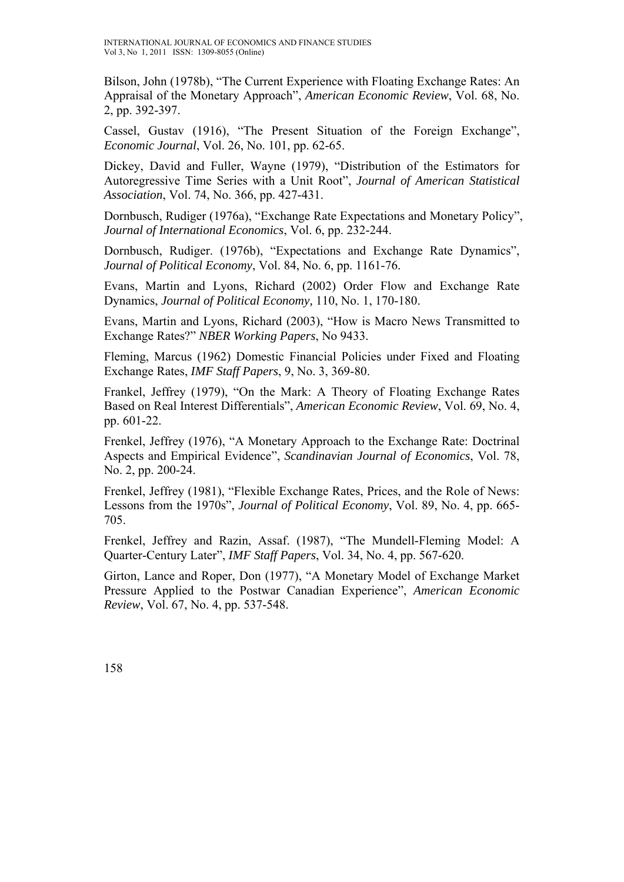Bilson, John (1978b), "The Current Experience with Floating Exchange Rates: An Appraisal of the Monetary Approach", *American Economic Review*, Vol. 68, No. 2, pp. 392-397.

Cassel, Gustav (1916), "The Present Situation of the Foreign Exchange", *Economic Journal*, Vol. 26, No. 101, pp. 62-65.

Dickey, David and Fuller, Wayne (1979), "Distribution of the Estimators for Autoregressive Time Series with a Unit Root", *Journal of American Statistical Association*, Vol. 74, No. 366, pp. 427-431.

Dornbusch, Rudiger (1976a), "Exchange Rate Expectations and Monetary Policy", *Journal of International Economics*, Vol. 6, pp. 232-244.

Dornbusch, Rudiger. (1976b), "Expectations and Exchange Rate Dynamics", *Journal of Political Economy*, Vol. 84, No. 6, pp. 1161-76.

Evans, Martin and Lyons, Richard (2002) Order Flow and Exchange Rate Dynamics, *Journal of Political Economy*, 110, No. 1, 170-180.

Evans, Martin and Lyons, Richard (2003), "How is Macro News Transmitted to Exchange Rates?" *NBER Working Papers*, No 9433.

Fleming, Marcus (1962) Domestic Financial Policies under Fixed and Floating Exchange Rates, *IMF Staff Papers*, 9, No. 3, 369-80.

Frankel, Jeffrey (1979), "On the Mark: A Theory of Floating Exchange Rates Based on Real Interest Differentials", *American Economic Review*, Vol. 69, No. 4, pp. 601-22.

Frenkel, Jeffrey (1976), "A Monetary Approach to the Exchange Rate: Doctrinal Aspects and Empirical Evidence", *Scandinavian Journal of Economics*, Vol. 78, No. 2, pp. 200-24.

Frenkel, Jeffrey (1981), "Flexible Exchange Rates, Prices, and the Role of News: Lessons from the 1970s", *Journal of Political Economy*, Vol. 89, No. 4, pp. 665-705.

Frenkel, Jeffrey and Razin, Assaf. (1987), "The Mundell-Fleming Model: A Quarter-Century Later", *IMF Staff Papers*, Vol. 34, No. 4, pp. 567-620.

Girton, Lance and Roper, Don (1977), "A Monetary Model of Exchange Market Pressure Applied to the Postwar Canadian Experience", *American Economic Review*, Vol. 67, No. 4, pp. 537-548.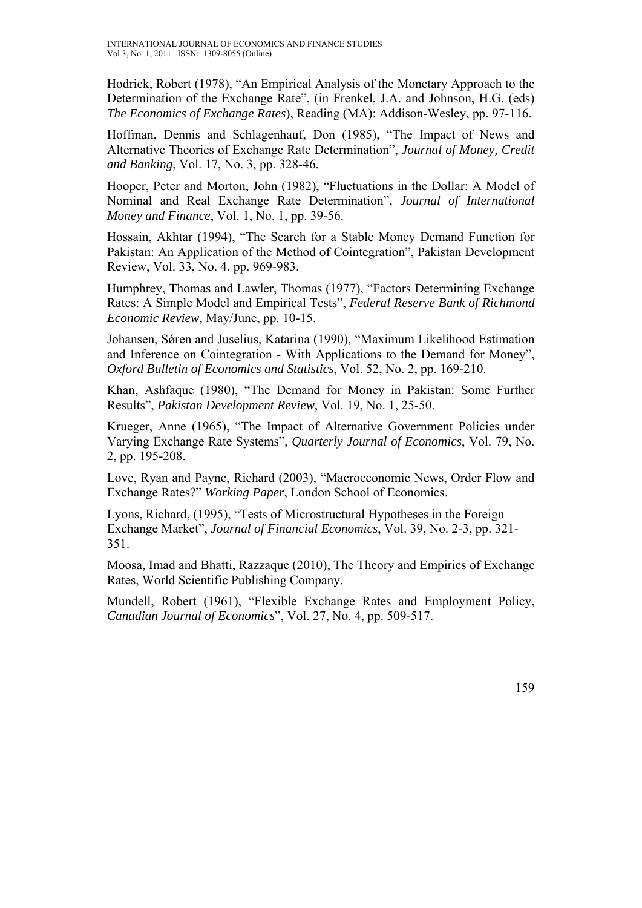Hodrick, Robert (1978), "An Empirical Analysis of the Monetary Approach to the Determination of the Exchange Rate", (in Frenkel, J.A. and Johnson, H.G. (eds) *The Economics of Exchange Rates*), Reading (MA): Addison-Wesley, pp. 97-116.

Hoffman, Dennis and Schlagenhauf, Don (1985), "The Impact of News and Alternative Theories of Exchange Rate Determination", *Journal of Money, Credit and Banking*, Vol. 17, No. 3, pp. 328-46.

Hooper, Peter and Morton, John (1982), "Fluctuations in the Dollar: A Model of Nominal and Real Exchange Rate Determination", *Journal of International Money and Finance*, Vol. 1, No. 1, pp. 39-56.

Hossain, Akhtar (1994), "The Search for a Stable Money Demand Function for Pakistan: An Application of the Method of Cointegration", Pakistan Development Review, Vol. 33, No. 4, pp. 969-983.

Humphrey, Thomas and Lawler, Thomas (1977), "Factors Determining Exchange Rates: A Simple Model and Empirical Tests", *Federal Reserve Bank of Richmond Economic Review*, May/June, pp. 10-15.

Johansen, Sǿren and Juselius, Katarina (1990), "Maximum Likelihood Estimation and Inference on Cointegration - With Applications to the Demand for Money", *Oxford Bulletin of Economics and Statistics*, Vol. 52, No. 2, pp. 169-210.

Khan, Ashfaque (1980), "The Demand for Money in Pakistan: Some Further Results", *Pakistan Development Review*, Vol. 19, No. 1, 25-50.

Krueger, Anne (1965), "The Impact of Alternative Government Policies under Varying Exchange Rate Systems", *Quarterly Journal of Economics*, Vol. 79, No. 2, pp. 195-208.

Love, Ryan and Payne, Richard (2003), "Macroeconomic News, Order Flow and Exchange Rates?" *Working Paper*, London School of Economics.

Lyons, Richard, (1995), "Tests of Microstructural Hypotheses in the Foreign Exchange Market", *Journal of Financial Economics*, Vol. 39, No. 2-3, pp. 321-351.

Moosa, Imad and Bhatti, Razzaque (2010), The Theory and Empirics of Exchange Rates, World Scientific Publishing Company.

Mundell, Robert (1961), "Flexible Exchange Rates and Employment Policy, *Canadian Journal of Economics*", Vol. 27, No. 4, pp. 509-517.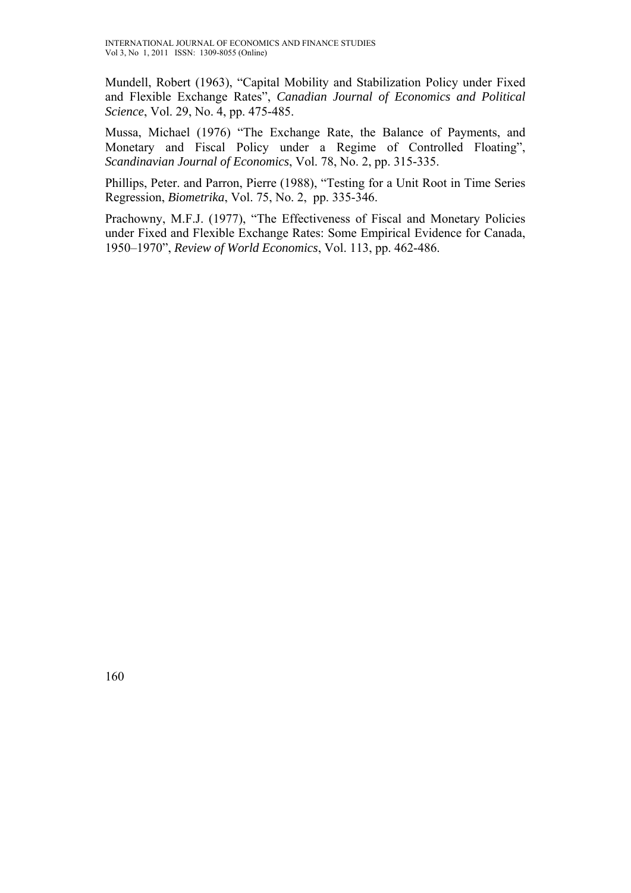Mundell, Robert (1963), “Capital Mobility and Stabilization Policy under Fixed and Flexible Exchange Rates”, *Canadian Journal of Economics and Political Science*, Vol. 29, No. 4, pp. 475-485.

Mussa, Michael (1976) “The Exchange Rate, the Balance of Payments, and Monetary and Fiscal Policy under a Regime of Controlled Floating”, *Scandinavian Journal of Economics*, Vol. 78, No. 2, pp. 315-335.

Phillips, Peter. and Parron, Pierre (1988), “Testing for a Unit Root in Time Series Regression, *Biometrika*, Vol. 75, No. 2, pp. 335-346.

Prachowny, M.F.J. (1977), “The Effectiveness of Fiscal and Monetary Policies under Fixed and Flexible Exchange Rates: Some Empirical Evidence for Canada, 1950–1970”, *Review of World Economics*, Vol. 113, pp. 462-486.